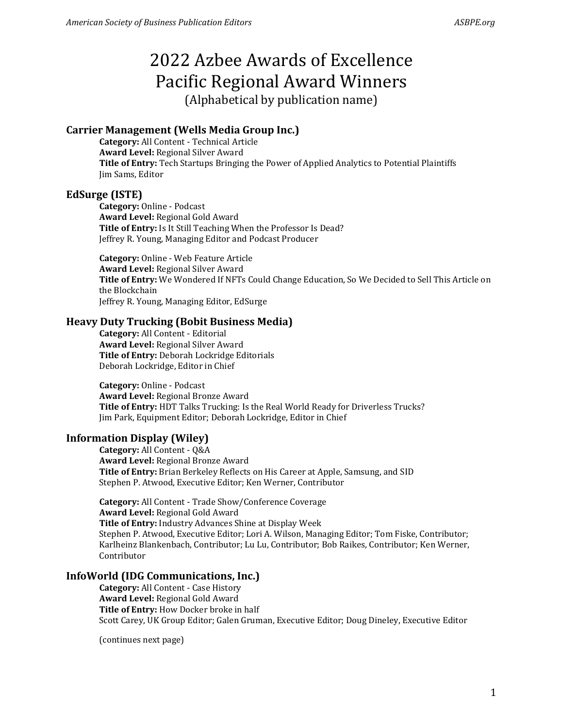# 2022 Azbee Awards of Excellence
# Pacific Regional Award Winners

(Alphabetical by publication name)

### Carrier Management (Wells Media Group Inc.)

**Category:** All Content - Technical Article
**Award Level:** Regional Silver Award
**Title of Entry:** Tech Startups Bringing the Power of Applied Analytics to Potential Plaintiffs
Jim Sams, Editor

### EdSurge (ISTE)

**Category:** Online - Podcast
**Award Level:** Regional Gold Award
**Title of Entry:** Is It Still Teaching When the Professor Is Dead?
Jeffrey R. Young, Managing Editor and Podcast Producer

**Category:** Online - Web Feature Article
**Award Level:** Regional Silver Award
**Title of Entry:** We Wondered If NFTs Could Change Education, So We Decided to Sell This Article on the Blockchain
Jeffrey R. Young, Managing Editor, EdSurge

### Heavy Duty Trucking (Bobit Business Media)

**Category:** All Content - Editorial
**Award Level:** Regional Silver Award
**Title of Entry:** Deborah Lockridge Editorials
Deborah Lockridge, Editor in Chief

**Category:** Online - Podcast
**Award Level:** Regional Bronze Award
**Title of Entry:** HDT Talks Trucking: Is the Real World Ready for Driverless Trucks?
Jim Park, Equipment Editor; Deborah Lockridge, Editor in Chief

### Information Display (Wiley)

**Category:** All Content - Q&A
**Award Level:** Regional Bronze Award
**Title of Entry:** Brian Berkeley Reflects on His Career at Apple, Samsung, and SID
Stephen P. Atwood, Executive Editor; Ken Werner, Contributor

**Category:** All Content - Trade Show/Conference Coverage
**Award Level:** Regional Gold Award
**Title of Entry:** Industry Advances Shine at Display Week
Stephen P. Atwood, Executive Editor; Lori A. Wilson, Managing Editor; Tom Fiske, Contributor; Karlheinz Blankenbach, Contributor; Lu Lu, Contributor; Bob Raikes, Contributor; Ken Werner, Contributor

### InfoWorld (IDG Communications, Inc.)

**Category:** All Content - Case History
**Award Level:** Regional Gold Award
**Title of Entry:** How Docker broke in half
Scott Carey, UK Group Editor; Galen Gruman, Executive Editor; Doug Dineley, Executive Editor

(continues next page)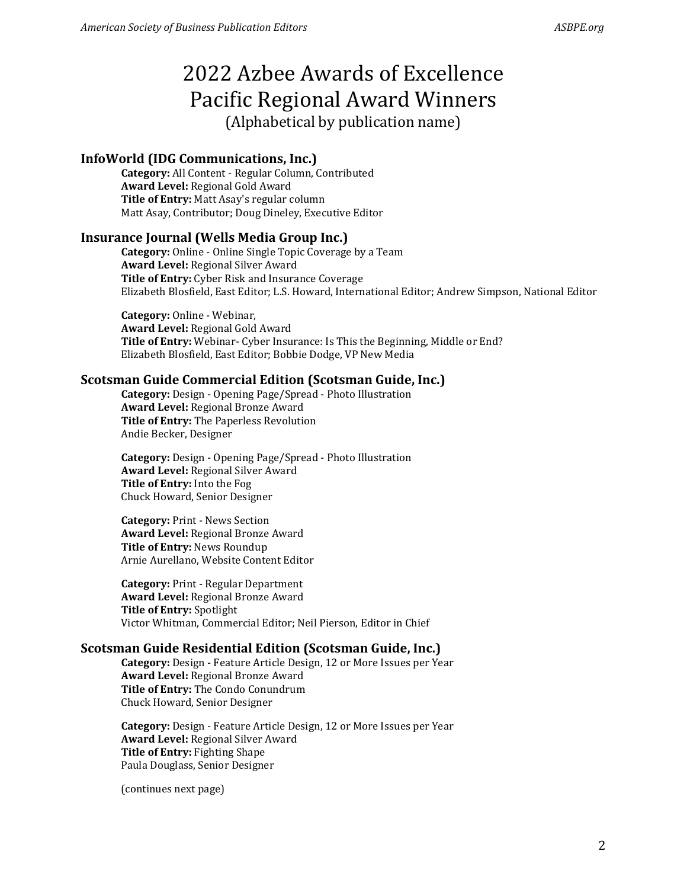# 2022 Azbee Awards of Excellence
# Pacific Regional Award Winners

(Alphabetical by publication name)

### InfoWorld (IDG Communications, Inc.)

**Category:** All Content - Regular Column, Contributed
**Award Level:** Regional Gold Award
**Title of Entry:** Matt Asay's regular column
Matt Asay, Contributor; Doug Dineley, Executive Editor

### Insurance Journal (Wells Media Group Inc.)

**Category:** Online - Online Single Topic Coverage by a Team
**Award Level:** Regional Silver Award
**Title of Entry:** Cyber Risk and Insurance Coverage
Elizabeth Blosfield, East Editor; L.S. Howard, International Editor; Andrew Simpson, National Editor

**Category:** Online - Webinar,
**Award Level:** Regional Gold Award
**Title of Entry:** Webinar- Cyber Insurance: Is This the Beginning, Middle or End?
Elizabeth Blosfield, East Editor; Bobbie Dodge, VP New Media

### Scotsman Guide Commercial Edition (Scotsman Guide, Inc.)

**Category:** Design - Opening Page/Spread - Photo Illustration
**Award Level:** Regional Bronze Award
**Title of Entry:** The Paperless Revolution
Andie Becker, Designer

**Category:** Design - Opening Page/Spread - Photo Illustration
**Award Level:** Regional Silver Award
**Title of Entry:** Into the Fog
Chuck Howard, Senior Designer

**Category:** Print - News Section
**Award Level:** Regional Bronze Award
**Title of Entry:** News Roundup
Arnie Aurellano, Website Content Editor

**Category:** Print - Regular Department
**Award Level:** Regional Bronze Award
**Title of Entry:** Spotlight
Victor Whitman, Commercial Editor; Neil Pierson, Editor in Chief

### Scotsman Guide Residential Edition (Scotsman Guide, Inc.)

**Category:** Design - Feature Article Design, 12 or More Issues per Year
**Award Level:** Regional Bronze Award
**Title of Entry:** The Condo Conundrum
Chuck Howard, Senior Designer

**Category:** Design - Feature Article Design, 12 or More Issues per Year
**Award Level:** Regional Silver Award
**Title of Entry:** Fighting Shape
Paula Douglass, Senior Designer

(continues next page)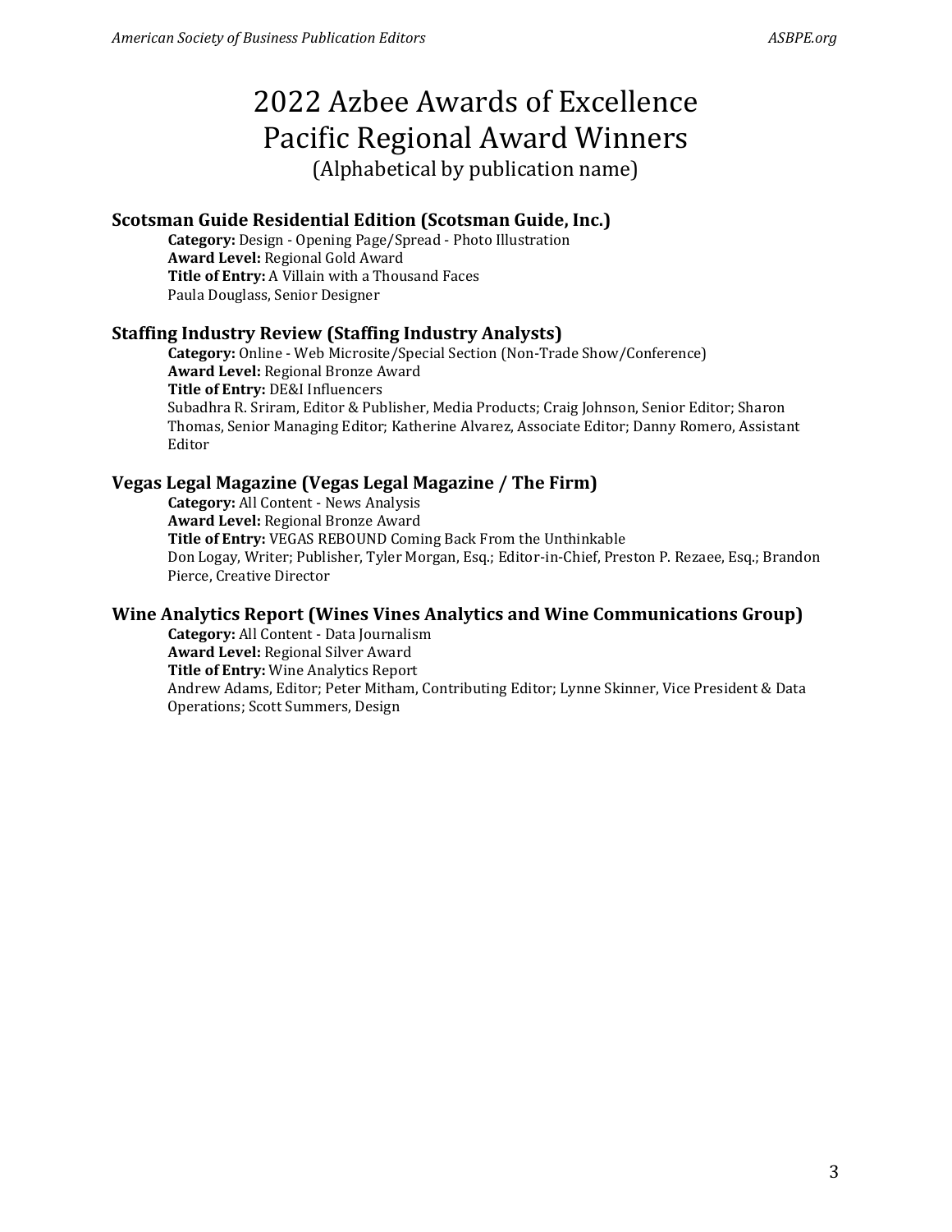# 2022 Azbee Awards of Excellence
# Pacific Regional Award Winners

(Alphabetical by publication name)

### Scotsman Guide Residential Edition (Scotsman Guide, Inc.)

**Category:** Design - Opening Page/Spread - Photo Illustration
**Award Level:** Regional Gold Award
**Title of Entry:** A Villain with a Thousand Faces
Paula Douglass, Senior Designer

### Staffing Industry Review (Staffing Industry Analysts)

**Category:** Online - Web Microsite/Special Section (Non-Trade Show/Conference)
**Award Level:** Regional Bronze Award
**Title of Entry:** DE&I Influencers
Subadhra R. Sriram, Editor & Publisher, Media Products; Craig Johnson, Senior Editor; Sharon Thomas, Senior Managing Editor; Katherine Alvarez, Associate Editor; Danny Romero, Assistant Editor

### Vegas Legal Magazine (Vegas Legal Magazine / The Firm)

**Category:** All Content - News Analysis
**Award Level:** Regional Bronze Award
**Title of Entry:** VEGAS REBOUND Coming Back From the Unthinkable
Don Logay, Writer; Publisher, Tyler Morgan, Esq.; Editor-in-Chief, Preston P. Rezaee, Esq.; Brandon Pierce, Creative Director

### Wine Analytics Report (Wines Vines Analytics and Wine Communications Group)

**Category:** All Content - Data Journalism
**Award Level:** Regional Silver Award
**Title of Entry:** Wine Analytics Report
Andrew Adams, Editor; Peter Mitham, Contributing Editor; Lynne Skinner, Vice President & Data Operations; Scott Summers, Design